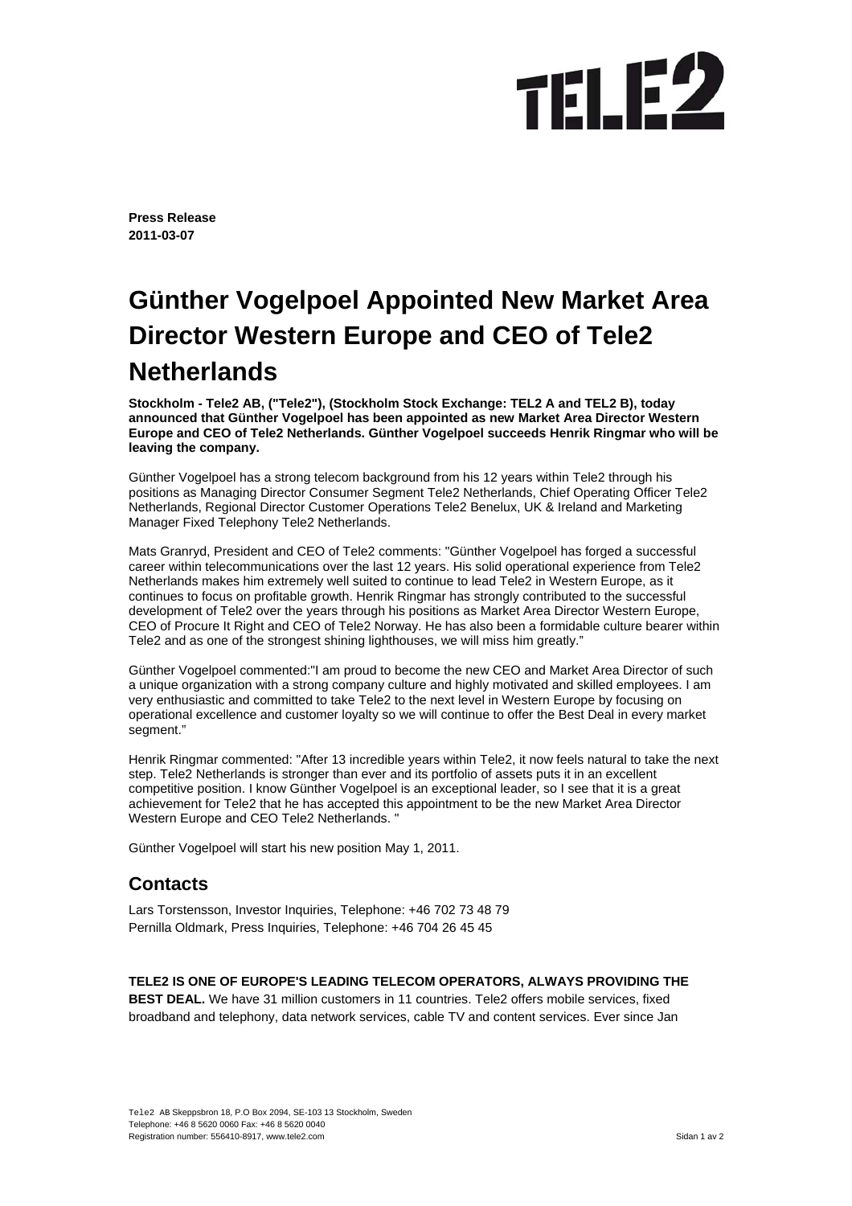**Press Release**
**2011-03-07**

# Günther Vogelpoel Appointed New Market Area Director Western Europe and CEO of Tele2 Netherlands

**Stockholm - Tele2 AB, ("Tele2"), (Stockholm Stock Exchange: TEL2 A and TEL2 B), today announced that Günther Vogelpoel has been appointed as new Market Area Director Western Europe and CEO of Tele2 Netherlands. Günther Vogelpoel succeeds Henrik Ringmar who will be leaving the company.**

Günther Vogelpoel has a strong telecom background from his 12 years within Tele2 through his positions as Managing Director Consumer Segment Tele2 Netherlands, Chief Operating Officer Tele2 Netherlands, Regional Director Customer Operations Tele2 Benelux, UK & Ireland and Marketing Manager Fixed Telephony Tele2 Netherlands.

Mats Granryd, President and CEO of Tele2 comments: "Günther Vogelpoel has forged a successful career within telecommunications over the last 12 years. His solid operational experience from Tele2 Netherlands makes him extremely well suited to continue to lead Tele2 in Western Europe, as it continues to focus on profitable growth. Henrik Ringmar has strongly contributed to the successful development of Tele2 over the years through his positions as Market Area Director Western Europe, CEO of Procure It Right and CEO of Tele2 Norway. He has also been a formidable culture bearer within Tele2 and as one of the strongest shining lighthouses, we will miss him greatly."

Günther Vogelpoel commented:"I am proud to become the new CEO and Market Area Director of such a unique organization with a strong company culture and highly motivated and skilled employees. I am very enthusiastic and committed to take Tele2 to the next level in Western Europe by focusing on operational excellence and customer loyalty so we will continue to offer the Best Deal in every market segment."

Henrik Ringmar commented: "After 13 incredible years within Tele2, it now feels natural to take the next step. Tele2 Netherlands is stronger than ever and its portfolio of assets puts it in an excellent competitive position. I know Günther Vogelpoel is an exceptional leader, so I see that it is a great achievement for Tele2 that he has accepted this appointment to be the new Market Area Director Western Europe and CEO Tele2 Netherlands. "

Günther Vogelpoel will start his new position May 1, 2011.

## Contacts

Lars Torstensson, Investor Inquiries, Telephone: +46 702 73 48 79
Pernilla Oldmark, Press Inquiries, Telephone: +46 704 26 45 45

**TELE2 IS ONE OF EUROPE'S LEADING TELECOM OPERATORS, ALWAYS PROVIDING THE BEST DEAL.** We have 31 million customers in 11 countries. Tele2 offers mobile services, fixed broadband and telephony, data network services, cable TV and content services. Ever since Jan

Tele2 AB Skeppsbron 18, P.O Box 2094, SE-103 13 Stockholm, Sweden
Telephone: +46 8 5620 0060 Fax: +46 8 5620 0040
Registration number: 556410-8917, www.tele2.com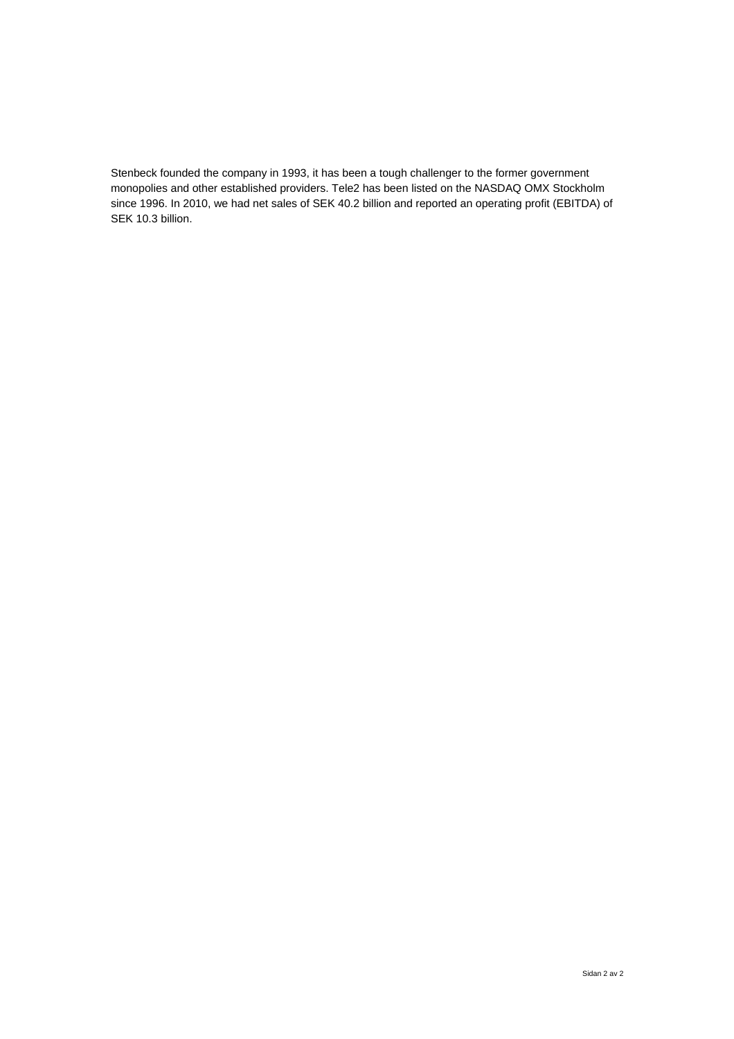Stenbeck founded the company in 1993, it has been a tough challenger to the former government monopolies and other established providers. Tele2 has been listed on the NASDAQ OMX Stockholm since 1996. In 2010, we had net sales of SEK 40.2 billion and reported an operating profit (EBITDA) of SEK 10.3 billion.